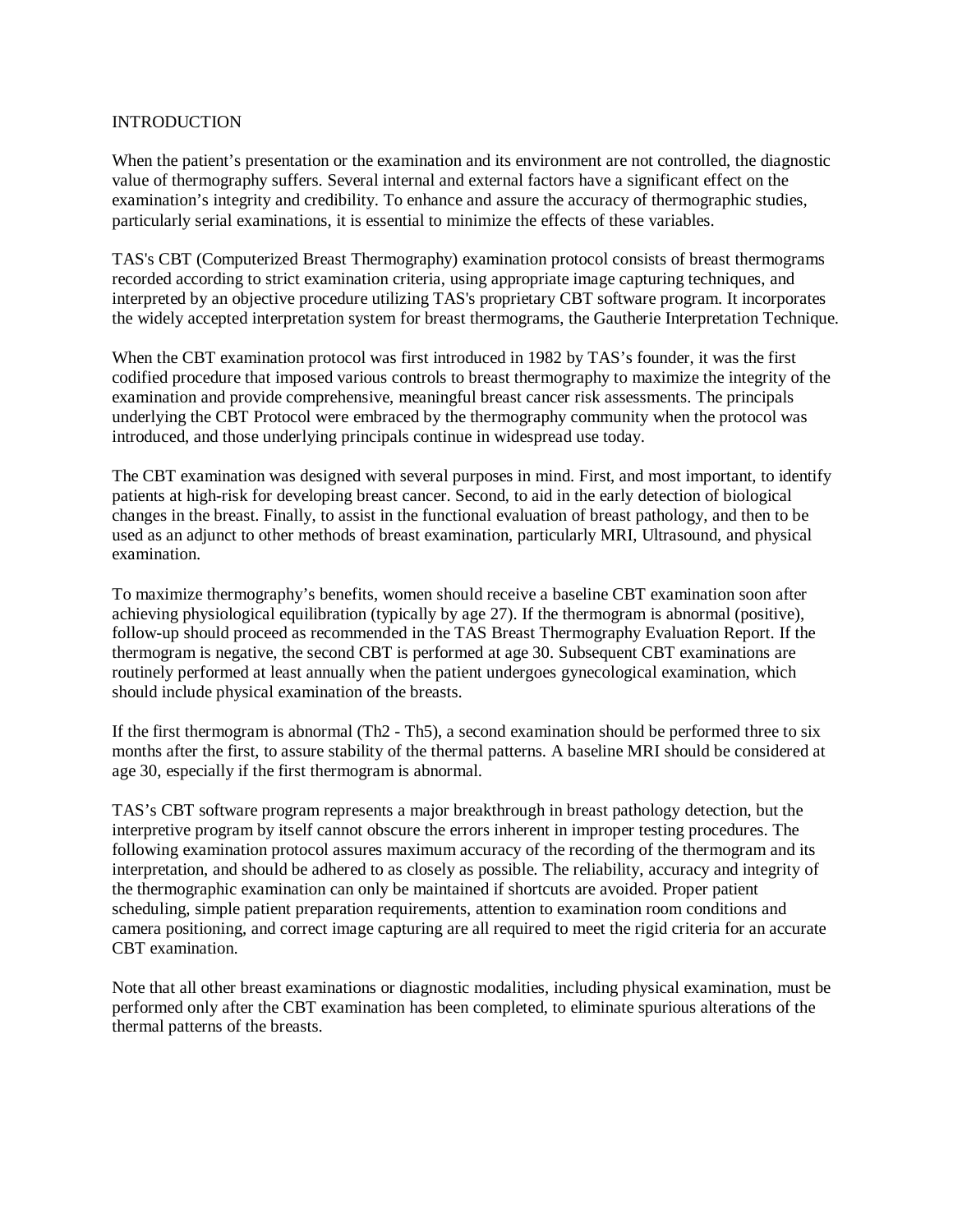# INTRODUCTION

When the patient's presentation or the examination and its environment are not controlled, the diagnostic value of thermography suffers. Several internal and external factors have a significant effect on the examination's integrity and credibility. To enhance and assure the accuracy of thermographic studies, particularly serial examinations, it is essential to minimize the effects of these variables.

TAS's CBT (Computerized Breast Thermography) examination protocol consists of breast thermograms recorded according to strict examination criteria, using appropriate image capturing techniques, and interpreted by an objective procedure utilizing TAS's proprietary CBT software program. It incorporates the widely accepted interpretation system for breast thermograms, the Gautherie Interpretation Technique.

When the CBT examination protocol was first introduced in 1982 by TAS's founder, it was the first codified procedure that imposed various controls to breast thermography to maximize the integrity of the examination and provide comprehensive, meaningful breast cancer risk assessments. The principals underlying the CBT Protocol were embraced by the thermography community when the protocol was introduced, and those underlying principals continue in widespread use today.

The CBT examination was designed with several purposes in mind. First, and most important, to identify patients at high-risk for developing breast cancer. Second, to aid in the early detection of biological changes in the breast. Finally, to assist in the functional evaluation of breast pathology, and then to be used as an adjunct to other methods of breast examination, particularly MRI, Ultrasound, and physical examination.

To maximize thermography's benefits, women should receive a baseline CBT examination soon after achieving physiological equilibration (typically by age 27). If the thermogram is abnormal (positive), follow-up should proceed as recommended in the TAS Breast Thermography Evaluation Report. If the thermogram is negative, the second CBT is performed at age 30. Subsequent CBT examinations are routinely performed at least annually when the patient undergoes gynecological examination, which should include physical examination of the breasts.

If the first thermogram is abnormal (Th2 - Th5), a second examination should be performed three to six months after the first, to assure stability of the thermal patterns. A baseline MRI should be considered at age 30, especially if the first thermogram is abnormal.

TAS's CBT software program represents a major breakthrough in breast pathology detection, but the interpretive program by itself cannot obscure the errors inherent in improper testing procedures. The following examination protocol assures maximum accuracy of the recording of the thermogram and its interpretation, and should be adhered to as closely as possible. The reliability, accuracy and integrity of the thermographic examination can only be maintained if shortcuts are avoided. Proper patient scheduling, simple patient preparation requirements, attention to examination room conditions and camera positioning, and correct image capturing are all required to meet the rigid criteria for an accurate CBT examination.

Note that all other breast examinations or diagnostic modalities, including physical examination, must be performed only after the CBT examination has been completed, to eliminate spurious alterations of the thermal patterns of the breasts.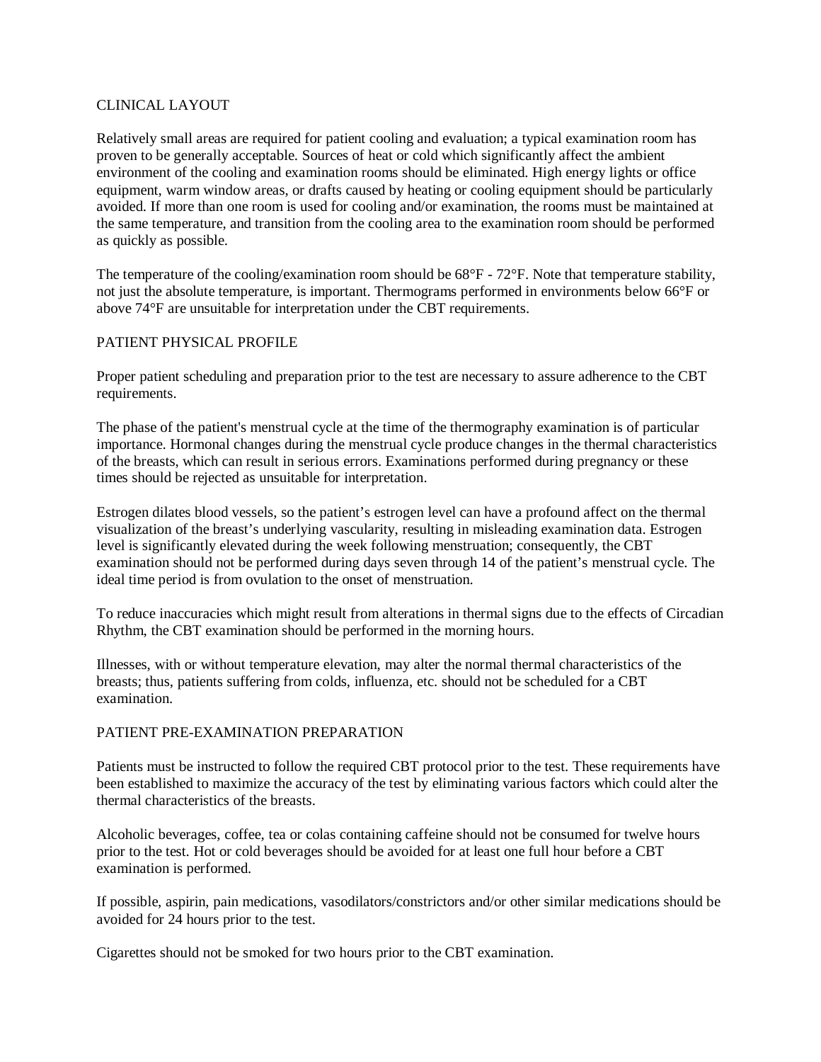## CLINICAL LAYOUT

Relatively small areas are required for patient cooling and evaluation; a typical examination room has proven to be generally acceptable. Sources of heat or cold which significantly affect the ambient environment of the cooling and examination rooms should be eliminated. High energy lights or office equipment, warm window areas, or drafts caused by heating or cooling equipment should be particularly avoided. If more than one room is used for cooling and/or examination, the rooms must be maintained at the same temperature, and transition from the cooling area to the examination room should be performed as quickly as possible.

The temperature of the cooling/examination room should be 68°F - 72°F. Note that temperature stability, not just the absolute temperature, is important. Thermograms performed in environments below 66°F or above 74°F are unsuitable for interpretation under the CBT requirements.

## PATIENT PHYSICAL PROFILE

Proper patient scheduling and preparation prior to the test are necessary to assure adherence to the CBT requirements.

The phase of the patient's menstrual cycle at the time of the thermography examination is of particular importance. Hormonal changes during the menstrual cycle produce changes in the thermal characteristics of the breasts, which can result in serious errors. Examinations performed during pregnancy or these times should be rejected as unsuitable for interpretation.

Estrogen dilates blood vessels, so the patient's estrogen level can have a profound affect on the thermal visualization of the breast's underlying vascularity, resulting in misleading examination data. Estrogen level is significantly elevated during the week following menstruation; consequently, the CBT examination should not be performed during days seven through 14 of the patient's menstrual cycle. The ideal time period is from ovulation to the onset of menstruation.

To reduce inaccuracies which might result from alterations in thermal signs due to the effects of Circadian Rhythm, the CBT examination should be performed in the morning hours.

Illnesses, with or without temperature elevation, may alter the normal thermal characteristics of the breasts; thus, patients suffering from colds, influenza, etc. should not be scheduled for a CBT examination.

## PATIENT PRE-EXAMINATION PREPARATION

Patients must be instructed to follow the required CBT protocol prior to the test. These requirements have been established to maximize the accuracy of the test by eliminating various factors which could alter the thermal characteristics of the breasts.

Alcoholic beverages, coffee, tea or colas containing caffeine should not be consumed for twelve hours prior to the test. Hot or cold beverages should be avoided for at least one full hour before a CBT examination is performed.

If possible, aspirin, pain medications, vasodilators/constrictors and/or other similar medications should be avoided for 24 hours prior to the test.

Cigarettes should not be smoked for two hours prior to the CBT examination.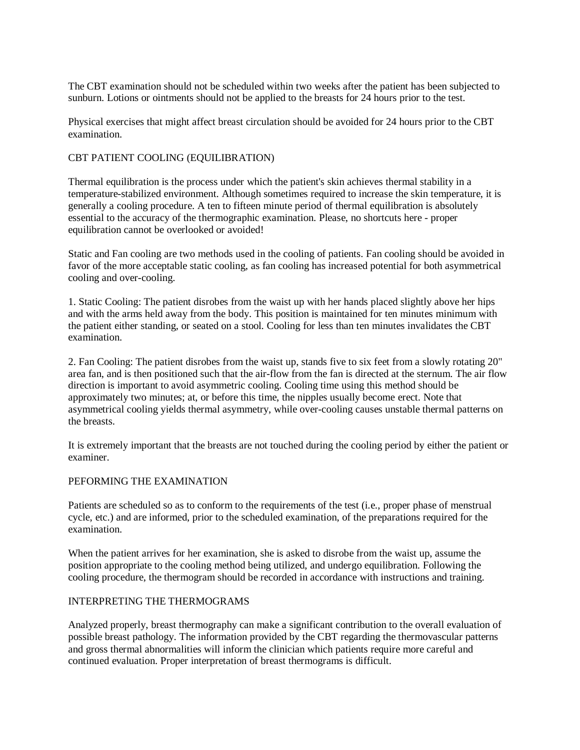The CBT examination should not be scheduled within two weeks after the patient has been subjected to sunburn. Lotions or ointments should not be applied to the breasts for 24 hours prior to the test.

Physical exercises that might affect breast circulation should be avoided for 24 hours prior to the CBT examination.

## CBT PATIENT COOLING (EQUILIBRATION)

Thermal equilibration is the process under which the patient's skin achieves thermal stability in a temperature-stabilized environment. Although sometimes required to increase the skin temperature, it is generally a cooling procedure. A ten to fifteen minute period of thermal equilibration is absolutely essential to the accuracy of the thermographic examination. Please, no shortcuts here - proper equilibration cannot be overlooked or avoided!

Static and Fan cooling are two methods used in the cooling of patients. Fan cooling should be avoided in favor of the more acceptable static cooling, as fan cooling has increased potential for both asymmetrical cooling and over-cooling.

1. Static Cooling: The patient disrobes from the waist up with her hands placed slightly above her hips and with the arms held away from the body. This position is maintained for ten minutes minimum with the patient either standing, or seated on a stool. Cooling for less than ten minutes invalidates the CBT examination.

2. Fan Cooling: The patient disrobes from the waist up, stands five to six feet from a slowly rotating 20" area fan, and is then positioned such that the air-flow from the fan is directed at the sternum. The air flow direction is important to avoid asymmetric cooling. Cooling time using this method should be approximately two minutes; at, or before this time, the nipples usually become erect. Note that asymmetrical cooling yields thermal asymmetry, while over-cooling causes unstable thermal patterns on the breasts.

It is extremely important that the breasts are not touched during the cooling period by either the patient or examiner.

## PEFORMING THE EXAMINATION

Patients are scheduled so as to conform to the requirements of the test (i.e., proper phase of menstrual cycle, etc.) and are informed, prior to the scheduled examination, of the preparations required for the examination.

When the patient arrives for her examination, she is asked to disrobe from the waist up, assume the position appropriate to the cooling method being utilized, and undergo equilibration. Following the cooling procedure, the thermogram should be recorded in accordance with instructions and training.

## INTERPRETING THE THERMOGRAMS

Analyzed properly, breast thermography can make a significant contribution to the overall evaluation of possible breast pathology. The information provided by the CBT regarding the thermovascular patterns and gross thermal abnormalities will inform the clinician which patients require more careful and continued evaluation. Proper interpretation of breast thermograms is difficult.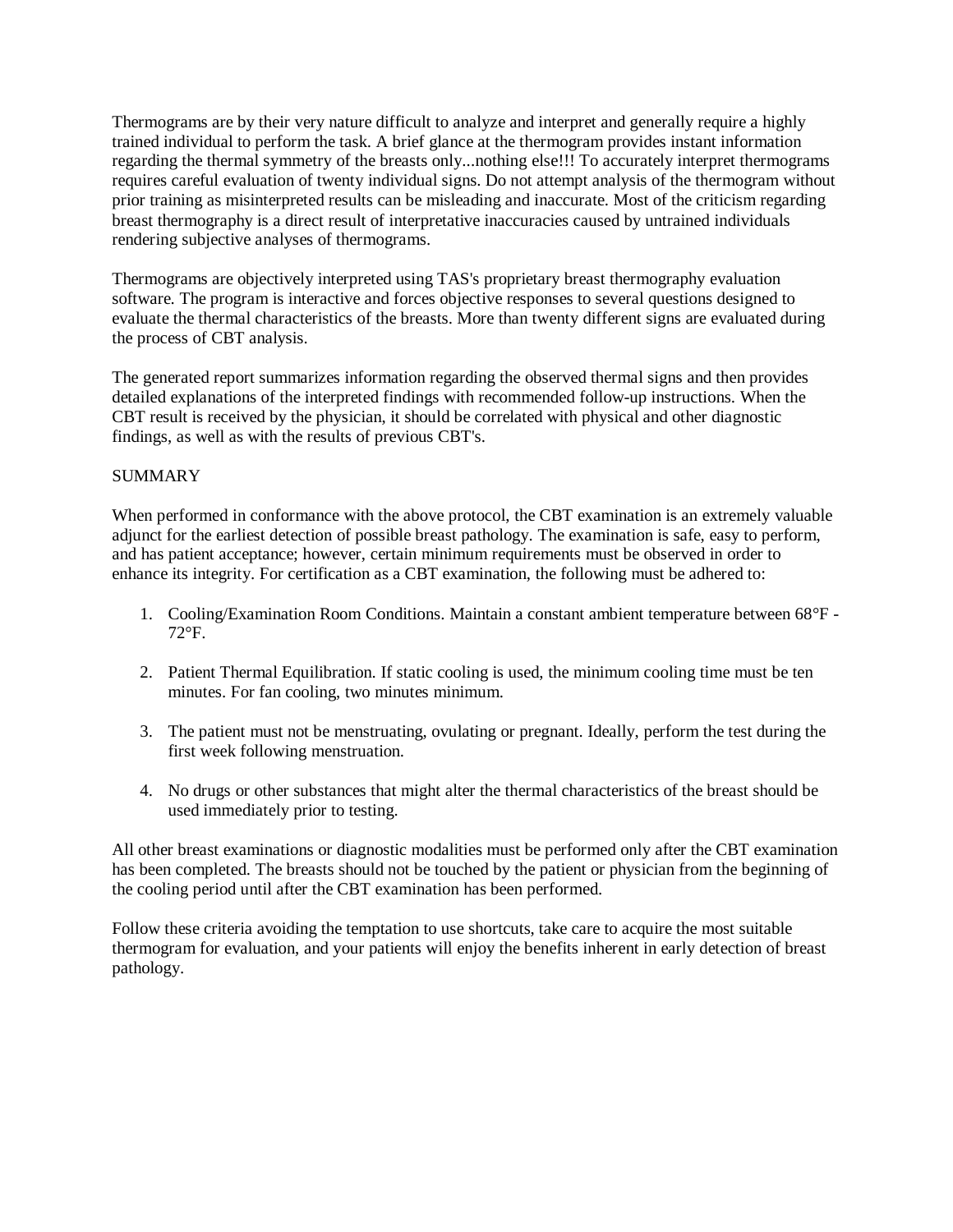Thermograms are by their very nature difficult to analyze and interpret and generally require a highly trained individual to perform the task. A brief glance at the thermogram provides instant information regarding the thermal symmetry of the breasts only...nothing else!!! To accurately interpret thermograms requires careful evaluation of twenty individual signs. Do not attempt analysis of the thermogram without prior training as misinterpreted results can be misleading and inaccurate. Most of the criticism regarding breast thermography is a direct result of interpretative inaccuracies caused by untrained individuals rendering subjective analyses of thermograms.

Thermograms are objectively interpreted using TAS's proprietary breast thermography evaluation software. The program is interactive and forces objective responses to several questions designed to evaluate the thermal characteristics of the breasts. More than twenty different signs are evaluated during the process of CBT analysis.

The generated report summarizes information regarding the observed thermal signs and then provides detailed explanations of the interpreted findings with recommended follow-up instructions. When the CBT result is received by the physician, it should be correlated with physical and other diagnostic findings, as well as with the results of previous CBT's.

SUMMARY

When performed in conformance with the above protocol, the CBT examination is an extremely valuable adjunct for the earliest detection of possible breast pathology. The examination is safe, easy to perform, and has patient acceptance; however, certain minimum requirements must be observed in order to enhance its integrity. For certification as a CBT examination, the following must be adhered to:

1. Cooling/Examination Room Conditions. Maintain a constant ambient temperature between 68°F - 72°F.

2. Patient Thermal Equilibration. If static cooling is used, the minimum cooling time must be ten minutes. For fan cooling, two minutes minimum.

3. The patient must not be menstruating, ovulating or pregnant. Ideally, perform the test during the first week following menstruation.

4. No drugs or other substances that might alter the thermal characteristics of the breast should be used immediately prior to testing.

All other breast examinations or diagnostic modalities must be performed only after the CBT examination has been completed. The breasts should not be touched by the patient or physician from the beginning of the cooling period until after the CBT examination has been performed.

Follow these criteria avoiding the temptation to use shortcuts, take care to acquire the most suitable thermogram for evaluation, and your patients will enjoy the benefits inherent in early detection of breast pathology.